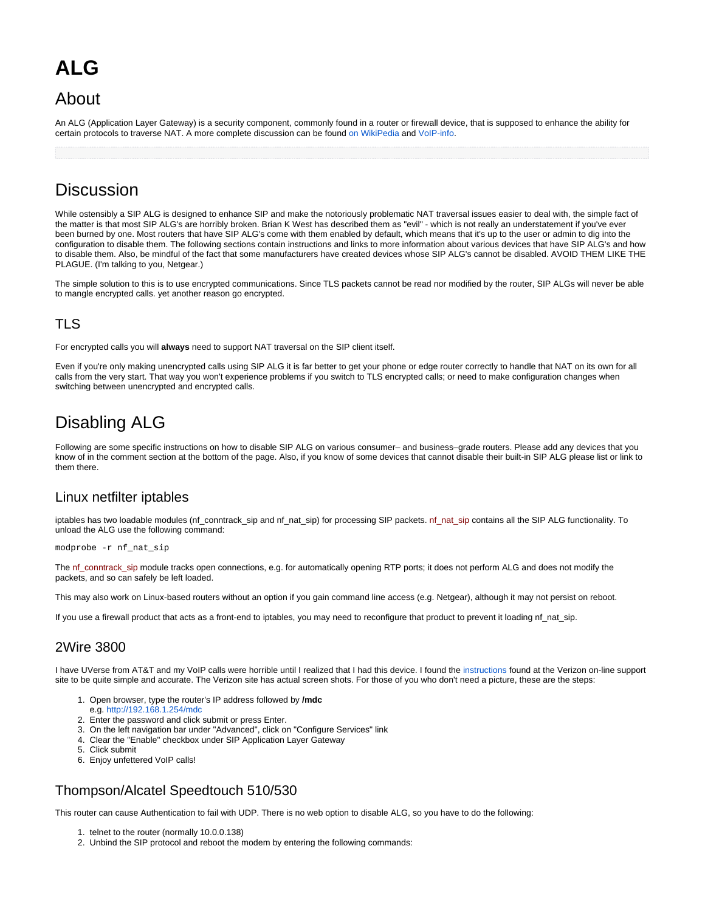# ALG

## About

An ALG (Application Layer Gateway) is a security component, commonly found in a router or firewall device, that is supposed to enhance the ability for certain protocols to traverse NAT. A more complete discussion can be found on WikiPedia and VoIP-info.

## Discussion

While ostensibly a SIP ALG is designed to enhance SIP and make the notoriously problematic NAT traversal issues easier to deal with, the simple fact of the matter is that most SIP ALG's are horribly broken. Brian K West has described them as "evil" - which is not really an understatement if you've ever been burned by one. Most routers that have SIP ALG's come with them enabled by default, which means that it's up to the user or admin to dig into the configuration to disable them. The following sections contain instructions and links to more information about various devices that have SIP ALG's and how to disable them. Also, be mindful of the fact that some manufacturers have created devices whose SIP ALG's cannot be disabled. AVOID THEM LIKE THE PLAGUE. (I'm talking to you, Netgear.)

The simple solution to this is to use encrypted communications. Since TLS packets cannot be read nor modified by the router, SIP ALGs will never be able to mangle encrypted calls. yet another reason go encrypted.

### TLS

For encrypted calls you will **always** need to support NAT traversal on the SIP client itself.

Even if you're only making unencrypted calls using SIP ALG it is far better to get your phone or edge router correctly to handle that NAT on its own for all calls from the very start. That way you won't experience problems if you switch to TLS encrypted calls; or need to make configuration changes when switching between unencrypted and encrypted calls.

## Disabling ALG

Following are some specific instructions on how to disable SIP ALG on various consumer– and business–grade routers. Please add any devices that you know of in the comment section at the bottom of the page. Also, if you know of some devices that cannot disable their built-in SIP ALG please list or link to them there.

### Linux netfilter iptables

iptables has two loadable modules (nf_conntrack_sip and nf_nat_sip) for processing SIP packets. nf_nat_sip contains all the SIP ALG functionality. To unload the ALG use the following command:

```
modprobe -r nf_nat_sip
```

The nf_conntrack_sip module tracks open connections, e.g. for automatically opening RTP ports; it does not perform ALG and does not modify the packets, and so can safely be left loaded.

This may also work on Linux-based routers without an option if you gain command line access (e.g. Netgear), although it may not persist on reboot.

If you use a firewall product that acts as a front-end to iptables, you may need to reconfigure that product to prevent it loading nf_nat_sip.

### 2Wire 3800

I have UVerse from AT&T and my VoIP calls were horrible until I realized that I had this device. I found the instructions found at the Verizon on-line support site to be quite simple and accurate. The Verizon site has actual screen shots. For those of you who don't need a picture, these are the steps:

1. Open browser, type the router's IP address followed by **/mdc**
   e.g. http://192.168.1.254/mdc
2. Enter the password and click submit or press Enter.
3. On the left navigation bar under "Advanced", click on "Configure Services" link
4. Clear the "Enable" checkbox under SIP Application Layer Gateway
5. Click submit
6. Enjoy unfettered VoIP calls!

### Thompson/Alcatel Speedtouch 510/530

This router can cause Authentication to fail with UDP. There is no web option to disable ALG, so you have to do the following:

1. telnet to the router (normally 10.0.0.138)
2. Unbind the SIP protocol and reboot the modem by entering the following commands: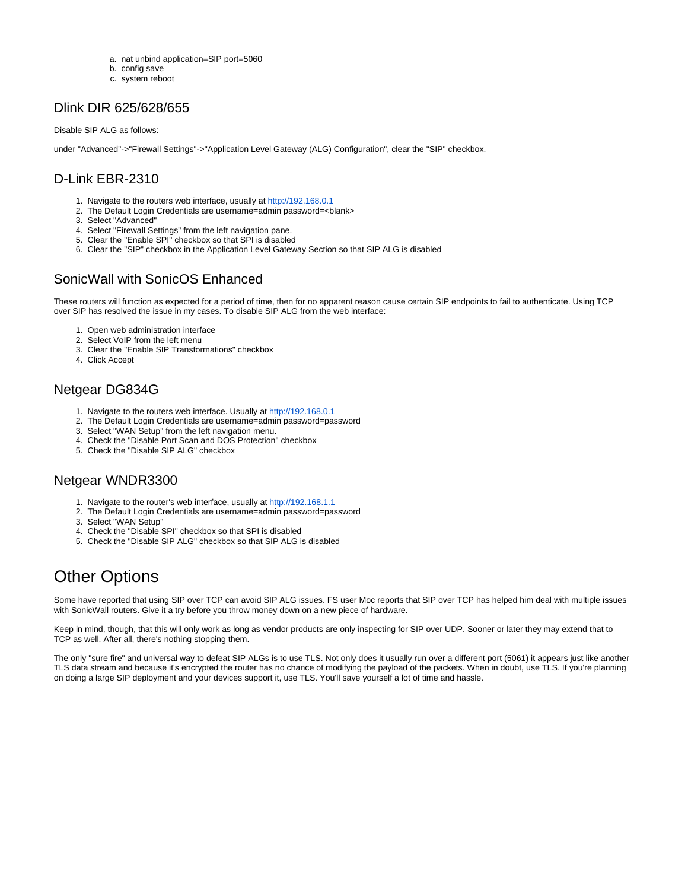a. nat unbind application=SIP port=5060
b. config save
c. system reboot

## Dlink DIR 625/628/655

Disable SIP ALG as follows:

under "Advanced"->"Firewall Settings"->"Application Level Gateway (ALG) Configuration", clear the "SIP" checkbox.

## D-Link EBR-2310

1. Navigate to the routers web interface, usually at http://192.168.0.1
2. The Default Login Credentials are username=admin password=<blank>
3. Select "Advanced"
4. Select "Firewall Settings" from the left navigation pane.
5. Clear the "Enable SPI" checkbox so that SPI is disabled
6. Clear the "SIP" checkbox in the Application Level Gateway Section so that SIP ALG is disabled

## SonicWall with SonicOS Enhanced

These routers will function as expected for a period of time, then for no apparent reason cause certain SIP endpoints to fail to authenticate. Using TCP over SIP has resolved the issue in my cases. To disable SIP ALG from the web interface:

1. Open web administration interface
2. Select VoIP from the left menu
3. Clear the "Enable SIP Transformations" checkbox
4. Click Accept

## Netgear DG834G

1. Navigate to the routers web interface. Usually at http://192.168.0.1
2. The Default Login Credentials are username=admin password=password
3. Select "WAN Setup" from the left navigation menu.
4. Check the "Disable Port Scan and DOS Protection" checkbox
5. Check the "Disable SIP ALG" checkbox

## Netgear WNDR3300

1. Navigate to the router's web interface, usually at http://192.168.1.1
2. The Default Login Credentials are username=admin password=password
3. Select "WAN Setup"
4. Check the "Disable SPI" checkbox so that SPI is disabled
5. Check the "Disable SIP ALG" checkbox so that SIP ALG is disabled

# Other Options

Some have reported that using SIP over TCP can avoid SIP ALG issues. FS user Moc reports that SIP over TCP has helped him deal with multiple issues with SonicWall routers. Give it a try before you throw money down on a new piece of hardware.

Keep in mind, though, that this will only work as long as vendor products are only inspecting for SIP over UDP. Sooner or later they may extend that to TCP as well. After all, there's nothing stopping them.

The only "sure fire" and universal way to defeat SIP ALGs is to use TLS. Not only does it usually run over a different port (5061) it appears just like another TLS data stream and because it's encrypted the router has no chance of modifying the payload of the packets. When in doubt, use TLS. If you're planning on doing a large SIP deployment and your devices support it, use TLS. You'll save yourself a lot of time and hassle.